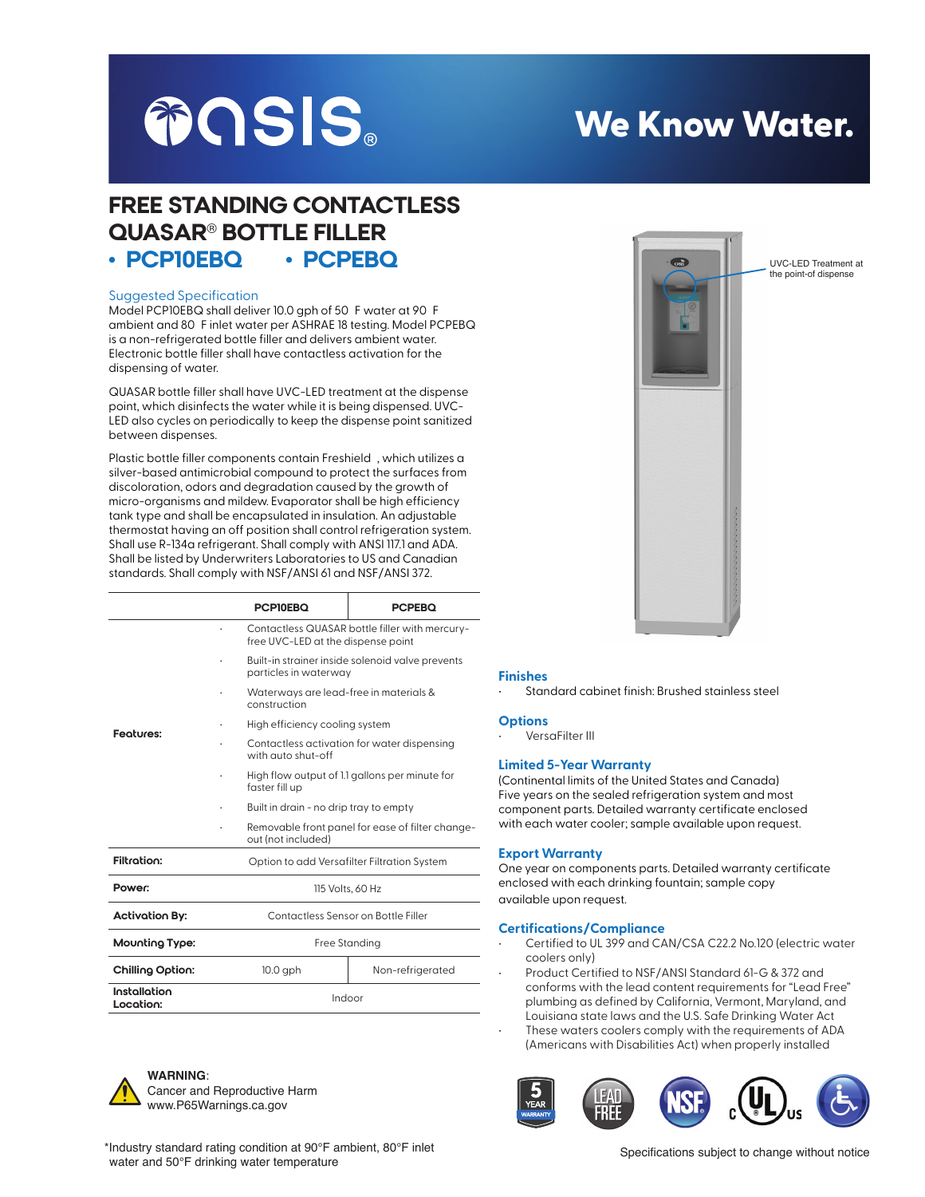# FREE STANDING CONTACTLESS QUASAR® BOTTLE FILLER

## • PCP10EBQ • PCPEBQ

### Suggested Specification

Model PCP10EBQ shall deliver 10.0 gph of 50 F water at 90 F ambient and 80 F inlet water per ASHRAE 18 testing. Model PCPEBQ is a non-refrigerated bottle filler and delivers ambient water. Electronic bottle filler shall have contactless activation for the dispensing of water.

QUASAR bottle filler shall have UVC-LED treatment at the dispense point, which disinfects the water while it is being dispensed. UVC-LED also cycles on periodically to keep the dispense point sanitized between dispenses.

Plastic bottle filler components contain Freshield , which utilizes a silver-based antimicrobial compound to protect the surfaces from discoloration, odors and degradation caused by the growth of micro-organisms and mildew. Evaporator shall be high efficiency tank type and shall be encapsulated in insulation. An adjustable thermostat having an off position shall control refrigeration system. Shall use R-134a refrigerant. Shall comply with ANSI 117.1 and ADA. Shall be listed by Underwriters Laboratories to US and Canadian standards. Shall comply with NSF/ANSI 61 and NSF/ANSI 372.

| | PCP10EBQ | PCPEBQ |
|---|---|---|
| **Features:** | · Contactless QUASAR bottle filler with mercury-free UVC-LED at the dispense point<br>· Built-in strainer inside solenoid valve prevents particles in waterway<br>· Waterways are lead-free in materials & construction<br>· High efficiency cooling system<br>· Contactless activation for water dispensing with auto shut-off<br>· High flow output of 1.1 gallons per minute for faster fill up<br>· Built in drain - no drip tray to empty<br>· Removable front panel for ease of filter change-out (not included) | |
| **Filtration:** | Option to add Versafilter Filtration System | |
| **Power:** | 115 Volts, 60 Hz | |
| **Activation By:** | Contactless Sensor on Bottle Filler | |
| **Mounting Type:** | Free Standing | |
| **Chilling Option:** | 10.0 gph | Non-refrigerated |
| **Installation Location:** | Indoor | |

UVC-LED Treatment at the point-of dispense

### Finishes

- Standard cabinet finish: Brushed stainless steel

### Options

- VersaFilter III

### Limited 5-Year Warranty

(Continental limits of the United States and Canada)
Five years on the sealed refrigeration system and most component parts. Detailed warranty certificate enclosed with each water cooler; sample available upon request.

### Export Warranty

One year on components parts. Detailed warranty certificate enclosed with each drinking fountain; sample copy available upon request.

### Certifications/Compliance

- Certified to UL 399 and CAN/CSA C22.2 No.120 (electric water coolers only)
- Product Certified to NSF/ANSI Standard 61-G & 372 and conforms with the lead content requirements for "Lead Free" plumbing as defined by California, Vermont, Maryland, and Louisiana state laws and the U.S. Safe Drinking Water Act
- These waters coolers comply with the requirements of ADA (Americans with Disabilities Act) when properly installed

**WARNING**:
Cancer and Reproductive Harm
www.P65Warnings.ca.gov

*Industry standard rating condition at 90°F ambient, 80°F inlet water and 50°F drinking water temperature

Specifications subject to change without notice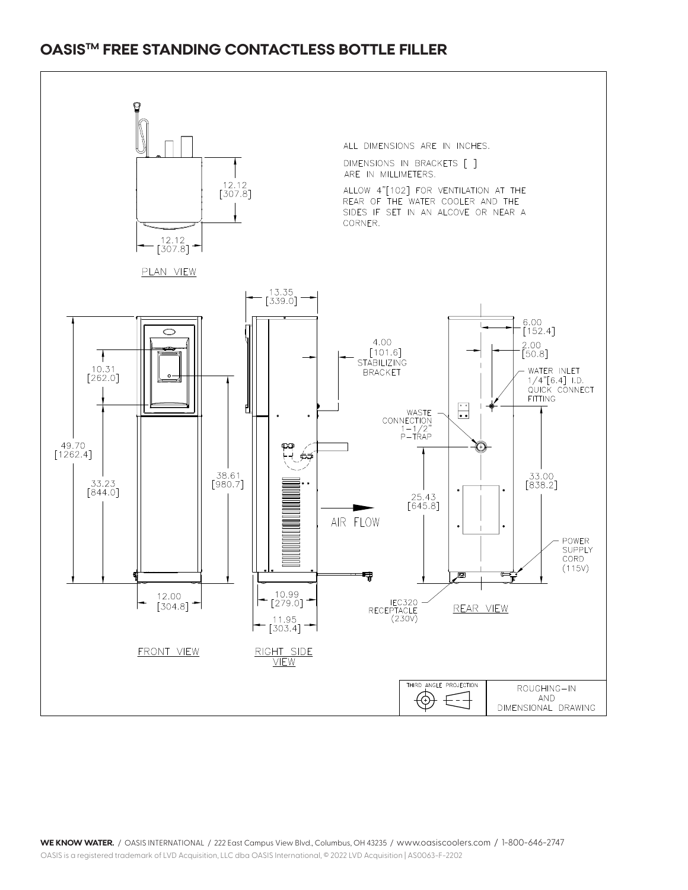## OASIS™ FREE STANDING CONTACTLESS BOTTLE FILLER

ALL DIMENSIONS ARE IN INCHES.

DIMENSIONS IN BRACKETS [ ] ARE IN MILLIMETERS.

ALLOW 4"[102] FOR VENTILATION AT THE REAR OF THE WATER COOLER AND THE SIDES IF SET IN AN ALCOVE OR NEAR A CORNER.

PLAN VIEW

12.12
[307.8]

12.12
[307.8]

FRONT VIEW

10.31
[262.0]

49.70
[1262.4]

33.23
[844.0]

38.61
[980.7]

12.00
[304.8]

RIGHT SIDE VIEW

13.35
[339.0]

4.00
[101.6]
STABILIZING BRACKET

AIR FLOW

10.99
[279.0]

11.95
[303.4]

IEC320 RECEPTACLE (230V)

REAR VIEW

6.00
[152.4]

2.00
[50.8]

WATER INLET 1/4"[6.4] I.D. QUICK CONNECT FITTING

WASTE CONNECTION 1-1/2" P-TRAP

25.43
[645.8]

33.00
[838.2]

POWER SUPPLY CORD (115V)

THIRD ANGLE PROJECTION

ROUGHING-IN AND DIMENSIONAL DRAWING

**WE KNOW WATER.** / OASIS INTERNATIONAL / 222 East Campus View Blvd., Columbus, OH 43235 / www.oasiscoolers.com / 1-800-646-2747

OASIS is a registered trademark of LVD Acquisition, LLC dba OASIS International, © 2022 LVD Acquisition | AS0063-F-2202